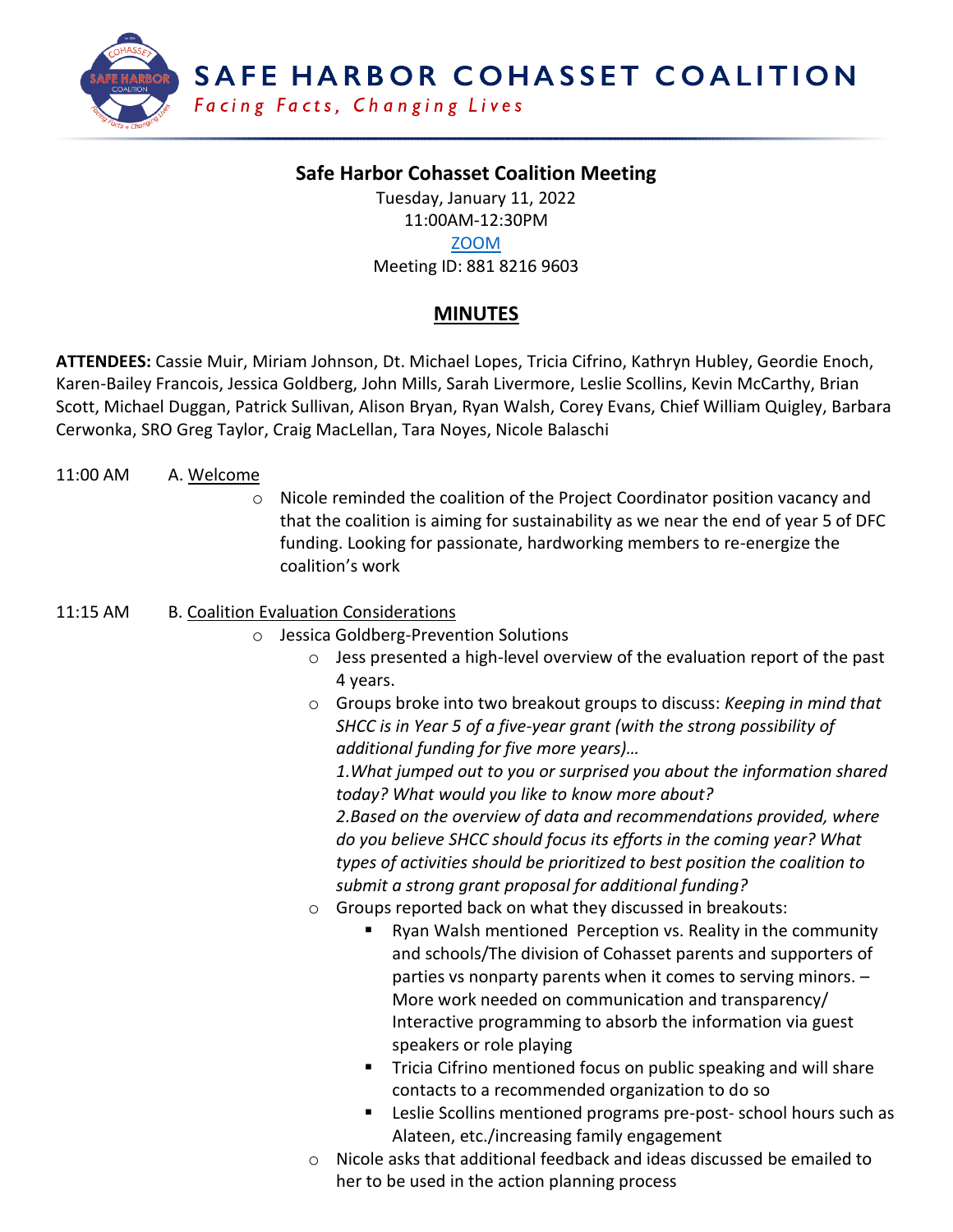# SAFE HARBOR COHASSET COALITION

*Facing Facts, Changing Lives*

## Safe Harbor Cohasset Coalition Meeting

Tuesday, January 11, 2022
11:00AM-12:30PM
[ZOOM]
Meeting ID: 881 8216 9603

## MINUTES

**ATTENDEES:** Cassie Muir, Miriam Johnson, Dt. Michael Lopes, Tricia Cifrino, Kathryn Hubley, Geordie Enoch, Karen-Bailey Francois, Jessica Goldberg, John Mills, Sarah Livermore, Leslie Scollins, Kevin McCarthy, Brian Scott, Michael Duggan, Patrick Sullivan, Alison Bryan, Ryan Walsh, Corey Evans, Chief William Quigley, Barbara Cerwonka, SRO Greg Taylor, Craig MacLellan, Tara Noyes, Nicole Balaschi

11:00 AM A. Welcome

- Nicole reminded the coalition of the Project Coordinator position vacancy and that the coalition is aiming for sustainability as we near the end of year 5 of DFC funding. Looking for passionate, hardworking members to re-energize the coalition's work

11:15 AM B. Coalition Evaluation Considerations

- Jessica Goldberg-Prevention Solutions
  - Jess presented a high-level overview of the evaluation report of the past 4 years.
  - Groups broke into two breakout groups to discuss: *Keeping in mind that SHCC is in Year 5 of a five-year grant (with the strong possibility of additional funding for five more years)…*
    *1.What jumped out to you or surprised you about the information shared today? What would you like to know more about?*
    *2.Based on the overview of data and recommendations provided, where do you believe SHCC should focus its efforts in the coming year? What types of activities should be prioritized to best position the coalition to submit a strong grant proposal for additional funding?*
  - Groups reported back on what they discussed in breakouts:
    - Ryan Walsh mentioned Perception vs. Reality in the community and schools/The division of Cohasset parents and supporters of parties vs nonparty parents when it comes to serving minors. – More work needed on communication and transparency/ Interactive programming to absorb the information via guest speakers or role playing
    - Tricia Cifrino mentioned focus on public speaking and will share contacts to a recommended organization to do so
    - Leslie Scollins mentioned programs pre-post- school hours such as Alateen, etc./increasing family engagement
  - Nicole asks that additional feedback and ideas discussed be emailed to her to be used in the action planning process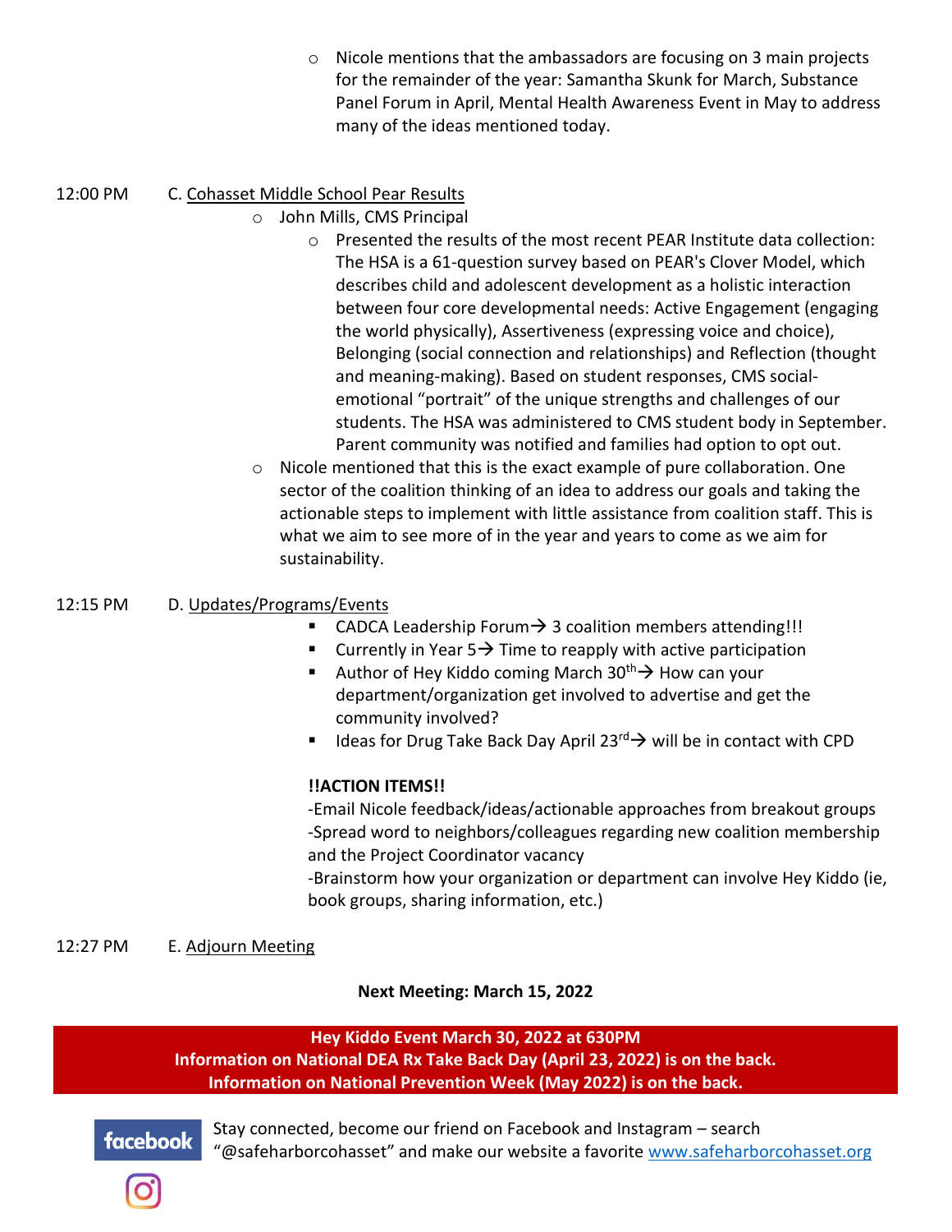- Nicole mentions that the ambassadors are focusing on 3 main projects for the remainder of the year: Samantha Skunk for March, Substance Panel Forum in April, Mental Health Awareness Event in May to address many of the ideas mentioned today.

12:00 PM C. Cohasset Middle School Pear Results

- John Mills, CMS Principal
  - Presented the results of the most recent PEAR Institute data collection: The HSA is a 61-question survey based on PEAR's Clover Model, which describes child and adolescent development as a holistic interaction between four core developmental needs: Active Engagement (engaging the world physically), Assertiveness (expressing voice and choice), Belonging (social connection and relationships) and Reflection (thought and meaning-making). Based on student responses, CMS social-emotional "portrait" of the unique strengths and challenges of our students. The HSA was administered to CMS student body in September. Parent community was notified and families had option to opt out.
- Nicole mentioned that this is the exact example of pure collaboration. One sector of the coalition thinking of an idea to address our goals and taking the actionable steps to implement with little assistance from coalition staff. This is what we aim to see more of in the year and years to come as we aim for sustainability.

12:15 PM D. Updates/Programs/Events

- CADCA Leadership Forum→ 3 coalition members attending!!!
- Currently in Year 5→ Time to reapply with active participation
- Author of Hey Kiddo coming March 30th→ How can your department/organization get involved to advertise and get the community involved?
- Ideas for Drug Take Back Day April 23rd→ will be in contact with CPD

**!!ACTION ITEMS!!**

-Email Nicole feedback/ideas/actionable approaches from breakout groups

-Spread word to neighbors/colleagues regarding new coalition membership and the Project Coordinator vacancy

-Brainstorm how your organization or department can involve Hey Kiddo (ie, book groups, sharing information, etc.)

12:27 PM E. Adjourn Meeting

**Next Meeting: March 15, 2022**

**Hey Kiddo Event March 30, 2022 at 630PM**
**Information on National DEA Rx Take Back Day (April 23, 2022) is on the back.**
**Information on National Prevention Week (May 2022) is on the back.**

Stay connected, become our friend on Facebook and Instagram – search "@safeharborcohasset" and make our website a favorite www.safeharborcohasset.org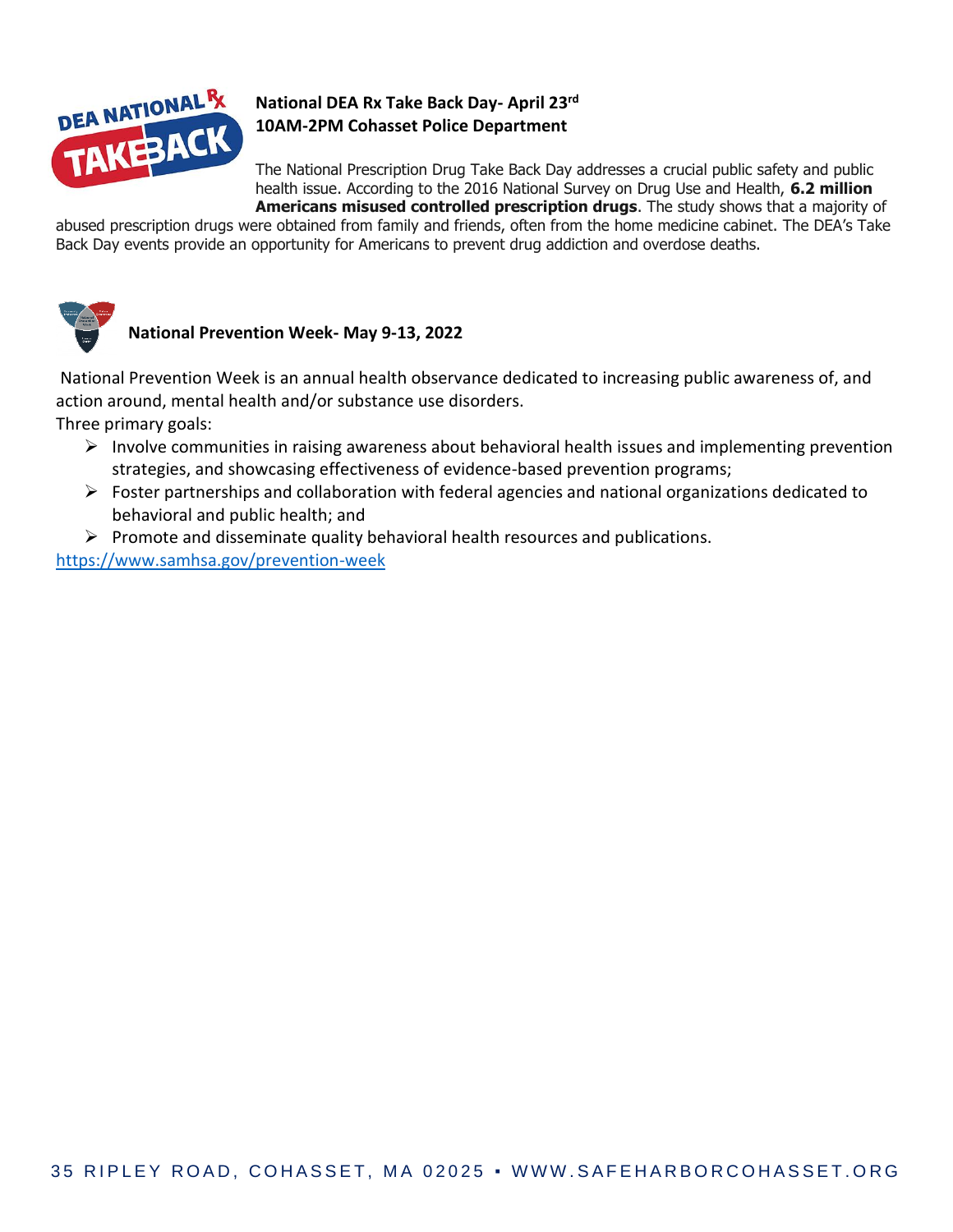**National DEA Rx Take Back Day- April 23rd**
**10AM-2PM Cohasset Police Department**

The National Prescription Drug Take Back Day addresses a crucial public safety and public health issue. According to the 2016 National Survey on Drug Use and Health, **6.2 million Americans misused controlled prescription drugs**. The study shows that a majority of abused prescription drugs were obtained from family and friends, often from the home medicine cabinet. The DEA's Take Back Day events provide an opportunity for Americans to prevent drug addiction and overdose deaths.

**National Prevention Week- May 9-13, 2022**

National Prevention Week is an annual health observance dedicated to increasing public awareness of, and action around, mental health and/or substance use disorders.

Three primary goals:

- Involve communities in raising awareness about behavioral health issues and implementing prevention strategies, and showcasing effectiveness of evidence-based prevention programs;
- Foster partnerships and collaboration with federal agencies and national organizations dedicated to behavioral and public health; and
- Promote and disseminate quality behavioral health resources and publications.

https://www.samhsa.gov/prevention-week

35 RIPLEY ROAD, COHASSET, MA 02025 ▪ WWW.SAFEHARBORCOHASSET.ORG